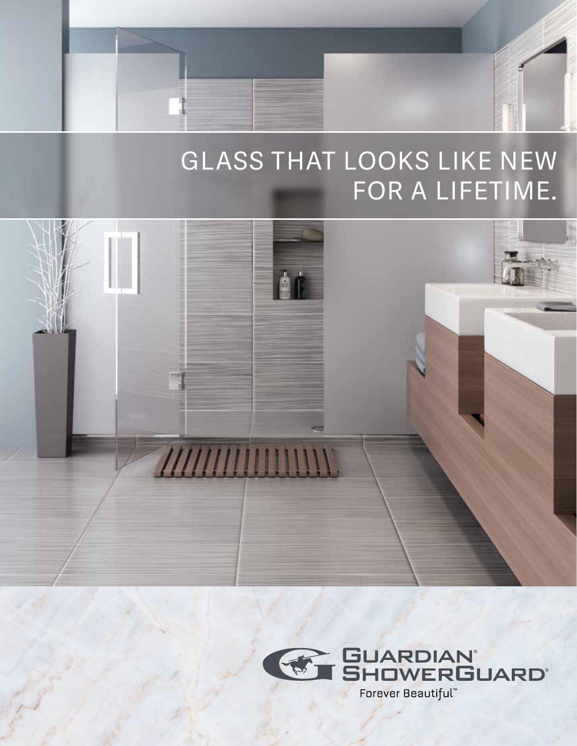# GLASS THAT LOOKS LIKE NEW FOR A LIFETIME.

GUARDIAN® SHOWERGUARD®

Forever Beautiful™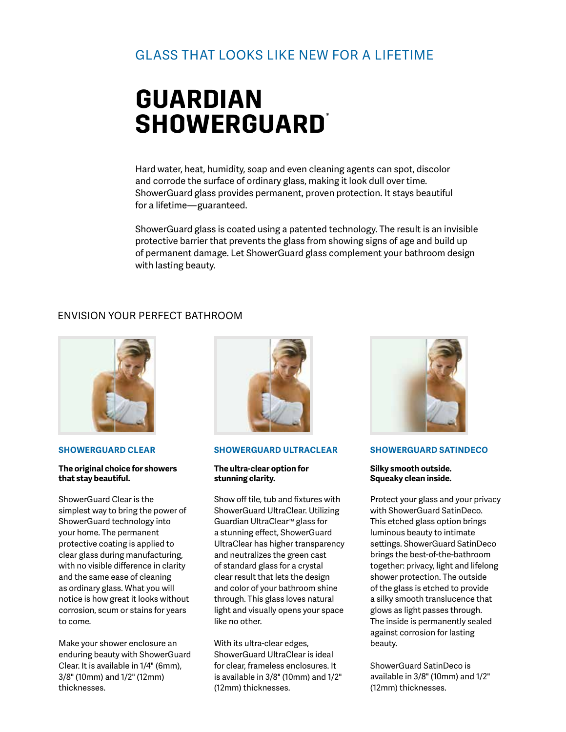GLASS THAT LOOKS LIKE NEW FOR A LIFETIME

# GUARDIAN SHOWERGUARD®

Hard water, heat, humidity, soap and even cleaning agents can spot, discolor and corrode the surface of ordinary glass, making it look dull over time. ShowerGuard glass provides permanent, proven protection. It stays beautiful for a lifetime—guaranteed.

ShowerGuard glass is coated using a patented technology. The result is an invisible protective barrier that prevents the glass from showing signs of age and build up of permanent damage. Let ShowerGuard glass complement your bathroom design with lasting beauty.

## ENVISION YOUR PERFECT BATHROOM

### SHOWERGUARD CLEAR

**The original choice for showers that stay beautiful.**

ShowerGuard Clear is the simplest way to bring the power of ShowerGuard technology into your home. The permanent protective coating is applied to clear glass during manufacturing, with no visible difference in clarity and the same ease of cleaning as ordinary glass. What you will notice is how great it looks without corrosion, scum or stains for years to come.

Make your shower enclosure an enduring beauty with ShowerGuard Clear. It is available in 1/4" (6mm), 3/8" (10mm) and 1/2" (12mm) thicknesses.

### SHOWERGUARD ULTRACLEAR

**The ultra-clear option for stunning clarity.**

Show off tile, tub and fixtures with ShowerGuard UltraClear. Utilizing Guardian UltraClear™ glass for a stunning effect, ShowerGuard UltraClear has higher transparency and neutralizes the green cast of standard glass for a crystal clear result that lets the design and color of your bathroom shine through. This glass loves natural light and visually opens your space like no other.

With its ultra-clear edges, ShowerGuard UltraClear is ideal for clear, frameless enclosures. It is available in 3/8" (10mm) and 1/2" (12mm) thicknesses.

### SHOWERGUARD SATINDECO

**Silky smooth outside. Squeaky clean inside.**

Protect your glass and your privacy with ShowerGuard SatinDeco. This etched glass option brings luminous beauty to intimate settings. ShowerGuard SatinDeco brings the best-of-the-bathroom together: privacy, light and lifelong shower protection. The outside of the glass is etched to provide a silky smooth translucence that glows as light passes through. The inside is permanently sealed against corrosion for lasting beauty.

ShowerGuard SatinDeco is available in 3/8" (10mm) and 1/2" (12mm) thicknesses.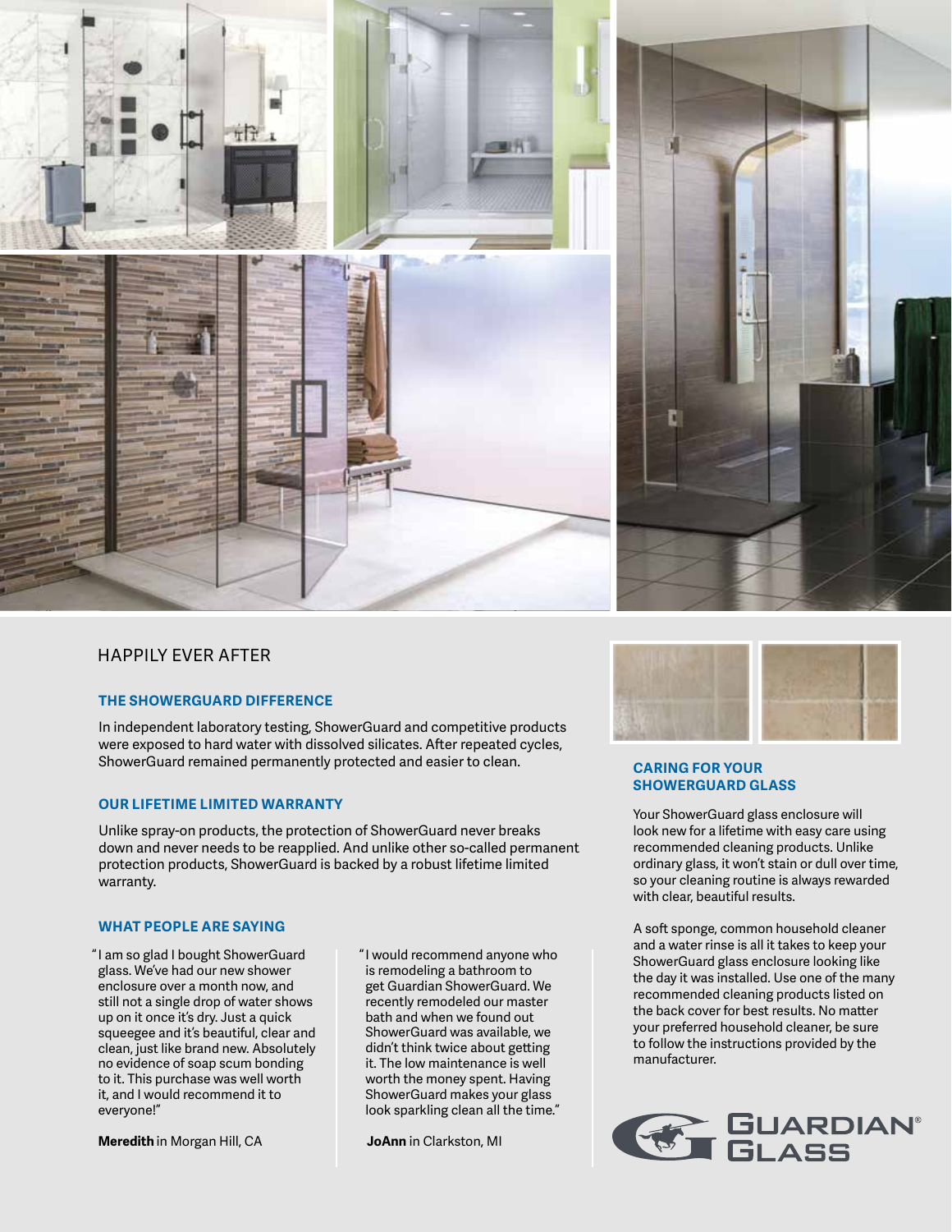## HAPPILY EVER AFTER

### THE SHOWERGUARD DIFFERENCE

In independent laboratory testing, ShowerGuard and competitive products were exposed to hard water with dissolved silicates. After repeated cycles, ShowerGuard remained permanently protected and easier to clean.

### OUR LIFETIME LIMITED WARRANTY

Unlike spray-on products, the protection of ShowerGuard never breaks down and never needs to be reapplied. And unlike other so-called permanent protection products, ShowerGuard is backed by a robust lifetime limited warranty.

### WHAT PEOPLE ARE SAYING

"I am so glad I bought ShowerGuard glass. We've had our new shower enclosure over a month now, and still not a single drop of water shows up on it once it's dry. Just a quick squeegee and it's beautiful, clear and clean, just like brand new. Absolutely no evidence of soap scum bonding to it. This purchase was well worth it, and I would recommend it to everyone!"

**Meredith** in Morgan Hill, CA

"I would recommend anyone who is remodeling a bathroom to get Guardian ShowerGuard. We recently remodeled our master bath and when we found out ShowerGuard was available, we didn't think twice about getting it. The low maintenance is well worth the money spent. Having ShowerGuard makes your glass look sparkling clean all the time."

**JoAnn** in Clarkston, MI

### CARING FOR YOUR SHOWERGUARD GLASS

Your ShowerGuard glass enclosure will look new for a lifetime with easy care using recommended cleaning products. Unlike ordinary glass, it won't stain or dull over time, so your cleaning routine is always rewarded with clear, beautiful results.

A soft sponge, common household cleaner and a water rinse is all it takes to keep your ShowerGuard glass enclosure looking like the day it was installed. Use one of the many recommended cleaning products listed on the back cover for best results. No matter your preferred household cleaner, be sure to follow the instructions provided by the manufacturer.

GUARDIAN® GLASS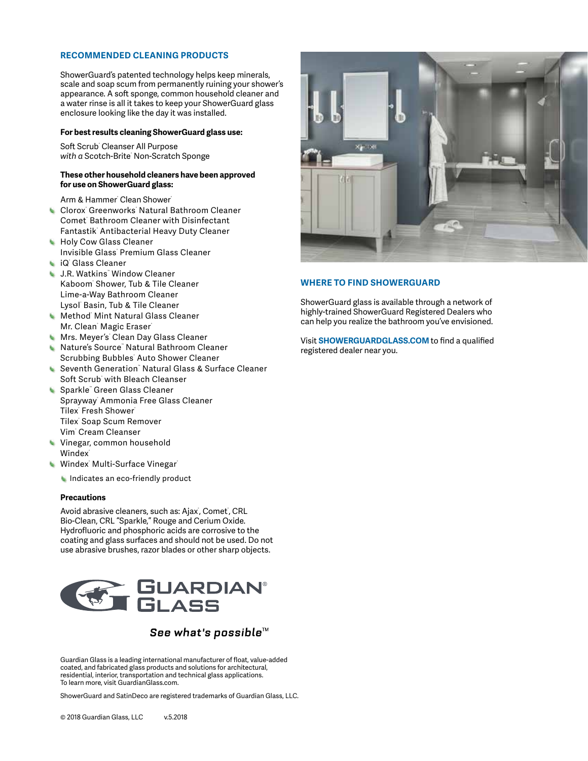## RECOMMENDED CLEANING PRODUCTS

ShowerGuard's patented technology helps keep minerals, scale and soap scum from permanently ruining your shower's appearance. A soft sponge, common household cleaner and a water rinse is all it takes to keep your ShowerGuard glass enclosure looking like the day it was installed.

**For best results cleaning ShowerGuard glass use:**

Soft Scrub® Cleanser All Purpose
*with a* Scotch-Brite® Non-Scratch Sponge

**These other household cleaners have been approved for use on ShowerGuard glass:**

- Arm & Hammer® Clean Shower®
- 🍃 Clorox® Greenworks® Natural Bathroom Cleaner
- Comet® Bathroom Cleaner with Disinfectant
- Fantastik® Antibacterial Heavy Duty Cleaner
- 🍃 Holy Cow Glass Cleaner
- Invisible Glass® Premium Glass Cleaner
- 🍃 iQ® Glass Cleaner
- 🍃 J.R. Watkins™ Window Cleaner
- Kaboom® Shower, Tub & Tile Cleaner
- Lime-a-Way Bathroom Cleaner
- Lysol® Basin, Tub & Tile Cleaner
- 🍃 Method® Mint Natural Glass Cleaner
- Mr. Clean® Magic Eraser®
- 🍃 Mrs. Meyer's® Clean Day Glass Cleaner
- 🍃 Nature's Source™ Natural Bathroom Cleaner
- Scrubbing Bubbles® Auto Shower Cleaner
- 🍃 Seventh Generation™ Natural Glass & Surface Cleaner
- Soft Scrub® with Bleach Cleanser
- 🍃 Sparkle™ Green Glass Cleaner
- Sprayway® Ammonia Free Glass Cleaner
- Tilex® Fresh Shower®
- Tilex® Soap Scum Remover
- Vim® Cream Cleanser
- 🍃 Vinegar, common household
- Windex®
- 🍃 Windex® Multi-Surface Vinegar®

🍃 Indicates an eco-friendly product

**Precautions**

Avoid abrasive cleaners, such as: Ajax®, Comet®, CRL Bio-Clean, CRL "Sparkle," Rouge and Cerium Oxide. Hydrofluoric and phosphoric acids are corrosive to the coating and glass surfaces and should not be used. Do not use abrasive brushes, razor blades or other sharp objects.

## WHERE TO FIND SHOWERGUARD

ShowerGuard glass is available through a network of highly-trained ShowerGuard Registered Dealers who can help you realize the bathroom you've envisioned.

Visit **SHOWERGUARDGLASS.COM** to find a qualified registered dealer near you.

GUARDIAN® GLASS

*See what's possible*™

Guardian Glass is a leading international manufacturer of float, value-added coated, and fabricated glass products and solutions for architectural, residential, interior, transportation and technical glass applications. To learn more, visit GuardianGlass.com.

ShowerGuard and SatinDeco are registered trademarks of Guardian Glass, LLC.

© 2018 Guardian Glass, LLC v.5.2018